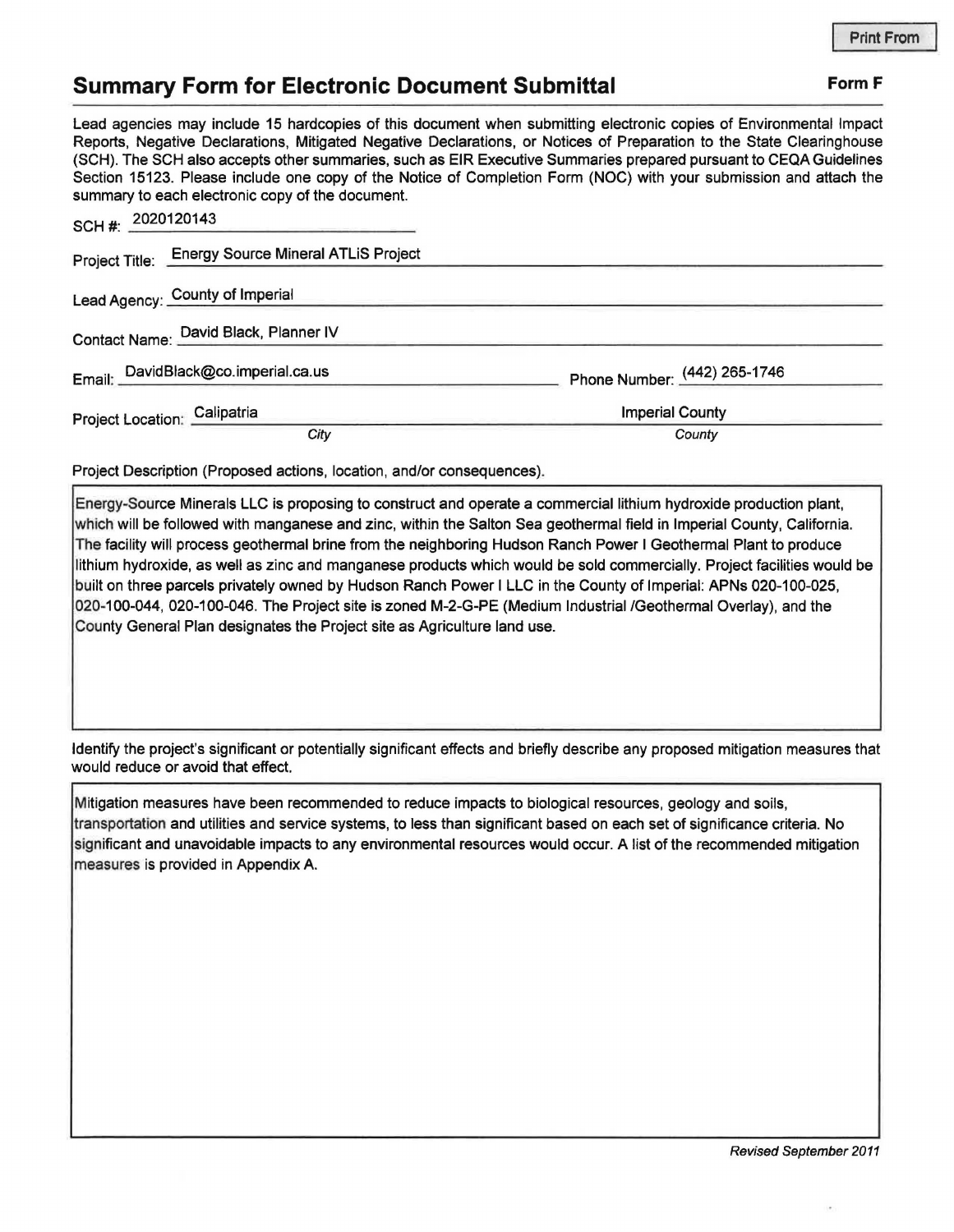Print From

# Summary Form for Electronic Document Submittal

**Form F**

Lead agencies may include 15 hardcopies of this document when submitting electronic copies of Environmental Impact Reports, Negative Declarations, Mitigated Negative Declarations, or Notices of Preparation to the State Clearinghouse (SCH). The SCH also accepts other summaries, such as EIR Executive Summaries prepared pursuant to CEQA Guidelines Section 15123. Please include one copy of the Notice of Completion Form (NOC) with your submission and attach the summary to each electronic copy of the document.

SCH #: 2020120143

Project Title: Energy Source Mineral ATLiS Project

Lead Agency: County of Imperial

Contact Name: David Black, Planner IV

Email: DavidBlack@co.imperial.ca.us

Phone Number: (442) 265-1746

Project Location: Calipatria (*City*), Imperial County (*County*)

Project Description (Proposed actions, location, and/or consequences).

Energy-Source Minerals LLC is proposing to construct and operate a commercial lithium hydroxide production plant, which will be followed with manganese and zinc, within the Salton Sea geothermal field in Imperial County, California. The facility will process geothermal brine from the neighboring Hudson Ranch Power I Geothermal Plant to produce lithium hydroxide, as well as zinc and manganese products which would be sold commercially. Project facilities would be built on three parcels privately owned by Hudson Ranch Power I LLC in the County of Imperial: APNs 020-100-025, 020-100-044, 020-100-046. The Project site is zoned M-2-G-PE (Medium Industrial /Geothermal Overlay), and the County General Plan designates the Project site as Agriculture land use.

Identify the project's significant or potentially significant effects and briefly describe any proposed mitigation measures that would reduce or avoid that effect.

Mitigation measures have been recommended to reduce impacts to biological resources, geology and soils, transportation and utilities and service systems, to less than significant based on each set of significance criteria. No significant and unavoidable impacts to any environmental resources would occur. A list of the recommended mitigation measures is provided in Appendix A.

*Revised September 2011*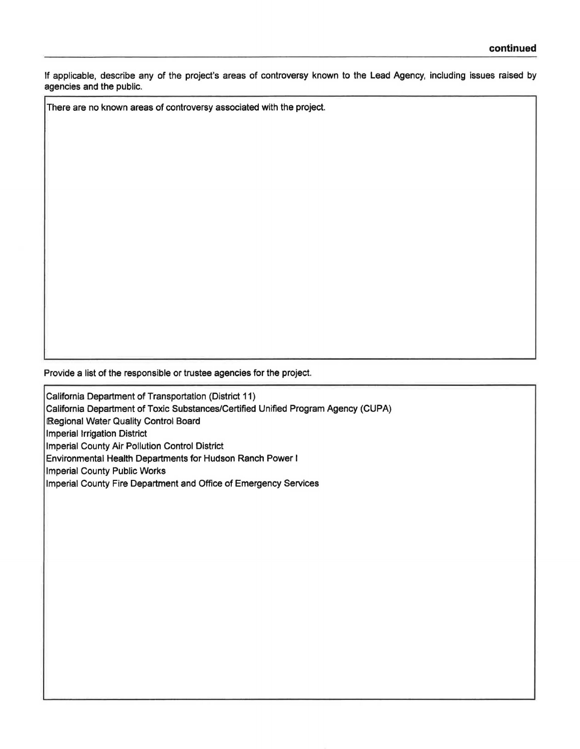**continued**

If applicable, describe any of the project's areas of controversy known to the Lead Agency, including issues raised by agencies and the public.

There are no known areas of controversy associated with the project.

Provide a list of the responsible or trustee agencies for the project.

California Department of Transportation (District 11)
California Department of Toxic Substances/Certified Unified Program Agency (CUPA)
Regional Water Quality Control Board
Imperial Irrigation District
Imperial County Air Pollution Control District
Environmental Health Departments for Hudson Ranch Power I
Imperial County Public Works
Imperial County Fire Department and Office of Emergency Services